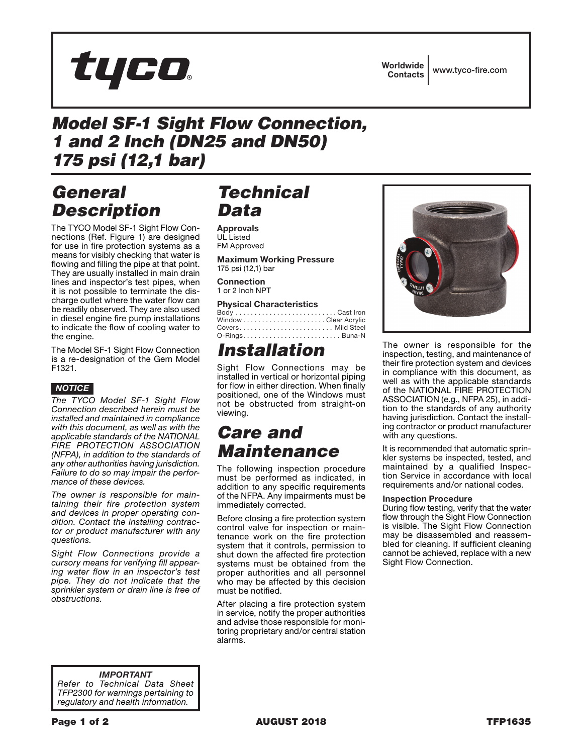# Model SF-1 Sight Flow Connection, 1 and 2 Inch (DN25 and DN50) 175 psi (12,1 bar)

## General Description

The TYCO Model SF-1 Sight Flow Connections (Ref. Figure 1) are designed for use in fire protection systems as a means for visibly checking that water is flowing and filling the pipe at that point. They are usually installed in main drain lines and inspector's test pipes, when it is not possible to terminate the discharge outlet where the water flow can be readily observed. They are also used in diesel engine fire pump installations to indicate the flow of cooling water to the engine.

The Model SF-1 Sight Flow Connection is a re-designation of the Gem Model F1321.

**NOTICE**

*The TYCO Model SF-1 Sight Flow Connection described herein must be installed and maintained in compliance with this document, as well as with the applicable standards of the NATIONAL FIRE PROTECTION ASSOCIATION (NFPA), in addition to the standards of any other authorities having jurisdiction. Failure to do so may impair the performance of these devices.*

*The owner is responsible for maintaining their fire protection system and devices in proper operating condition. Contact the installing contractor or product manufacturer with any questions.*

*Sight Flow Connections provide a cursory means for verifying fill appearing water flow in an inspector's test pipe. They do not indicate that the sprinkler system or drain line is free of obstructions.*

## Technical Data

**Approvals**
UL Listed
FM Approved

**Maximum Working Pressure**
175 psi (12,1) bar

**Connection**
1 or 2 Inch NPT

**Physical Characteristics**
Body . . . . . . . . . . . . . . . . . . . . . . . . . . . Cast Iron
Window . . . . . . . . . . . . . . . . . . . . . . Clear Acrylic
Covers . . . . . . . . . . . . . . . . . . . . . . . . . Mild Steel
O-Rings . . . . . . . . . . . . . . . . . . . . . . . . . . Buna-N

## Installation

Sight Flow Connections may be installed in vertical or horizontal piping for flow in either direction. When finally positioned, one of the Windows must not be obstructed from straight-on viewing.

## Care and Maintenance

The following inspection procedure must be performed as indicated, in addition to any specific requirements of the NFPA. Any impairments must be immediately corrected.

Before closing a fire protection system control valve for inspection or maintenance work on the fire protection system that it controls, permission to shut down the affected fire protection systems must be obtained from the proper authorities and all personnel who may be affected by this decision must be notified.

After placing a fire protection system in service, notify the proper authorities and advise those responsible for monitoring proprietary and/or central station alarms.

The owner is responsible for the inspection, testing, and maintenance of their fire protection system and devices in compliance with this document, as well as with the applicable standards of the NATIONAL FIRE PROTECTION ASSOCIATION (e.g., NFPA 25), in addition to the standards of any authority having jurisdiction. Contact the installing contractor or product manufacturer with any questions.

It is recommended that automatic sprinkler systems be inspected, tested, and maintained by a qualified Inspection Service in accordance with local requirements and/or national codes.

**Inspection Procedure**

During flow testing, verify that the water flow through the Sight Flow Connection is visible. The Sight Flow Connection may be disassembled and reassembled for cleaning. If sufficient cleaning cannot be achieved, replace with a new Sight Flow Connection.

***IMPORTANT***
*Refer to Technical Data Sheet TFP2300 for warnings pertaining to regulatory and health information.*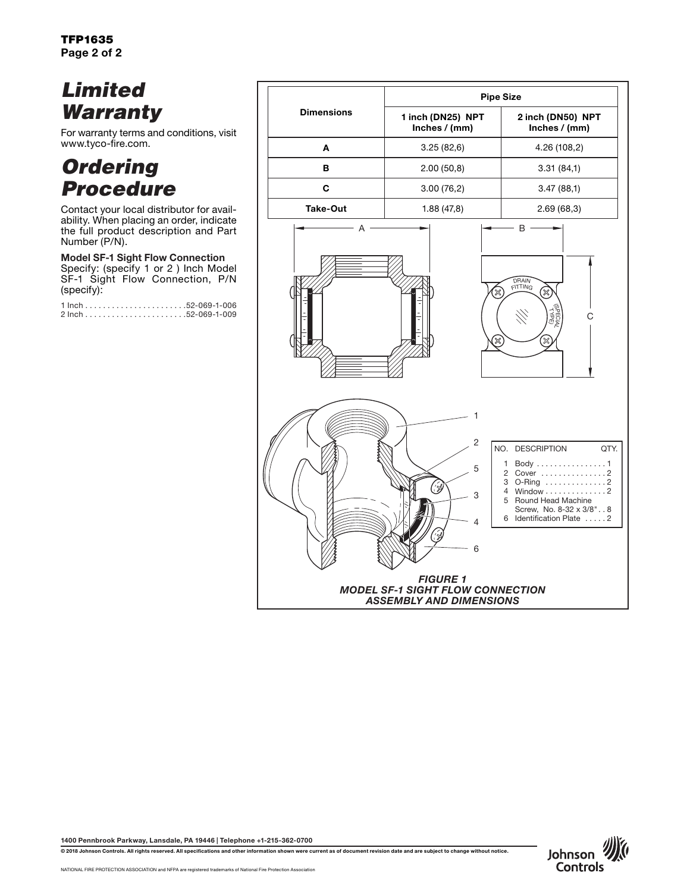# Limited Warranty

For warranty terms and conditions, visit www.tyco-fire.com.

# Ordering Procedure

Contact your local distributor for availability. When placing an order, indicate the full product description and Part Number (P/N).

**Model SF-1 Sight Flow Connection**
Specify: (specify 1 or 2 ) Inch Model SF-1 Sight Flow Connection, P/N (specify):

1 Inch . . . . . . . . . . . . . . . . . . . . . . .52-069-1-006
2 Inch . . . . . . . . . . . . . . . . . . . . . . .52-069-1-009

| Dimensions | Pipe Size | |
|---|---|---|
| | 1 inch (DN25) NPT Inches / (mm) | 2 inch (DN50) NPT Inches / (mm) |
| A | 3.25 (82,6) | 4.26 (108,2) |
| B | 2.00 (50,8) | 3.31 (84,1) |
| C | 3.00 (76,2) | 3.47 (88,1) |
| Take-Out | 1.88 (47,8) | 2.69 (68,3) |

A
B
C
DRAIN FITTING
(SPECIAL TYPE)
1
2
5
3
4
6

| NO. | DESCRIPTION | QTY. |
|---|---|---|
| 1 | Body | 1 |
| 2 | Cover | 2 |
| 3 | O-Ring | 2 |
| 4 | Window | 2 |
| 5 | Round Head Machine Screw, No. 8-32 x 3/8" | 8 |
| 6 | Identification Plate | 2 |

*FIGURE 1*
*MODEL SF-1 SIGHT FLOW CONNECTION ASSEMBLY AND DIMENSIONS*

**1400 Pennbrook Parkway, Lansdale, PA 19446 | Telephone +1-215-362-0700**

**© 2018 Johnson Controls. All rights reserved. All specifications and other information shown were current as of document revision date and are subject to change without notice.**

NATIONAL FIRE PROTECTION ASSOCIATION and NFPA are registered trademarks of National Fire Protection Association